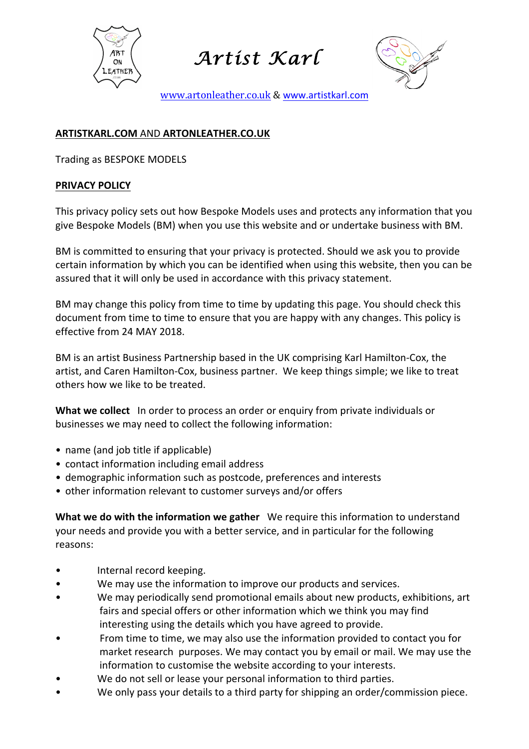# Artist Karl

www.artonleather.co.uk & www.artistkarl.com

**ARTISTKARL.COM AND ARTONLEATHER.CO.UK**

Trading as BESPOKE MODELS

**PRIVACY POLICY**

This privacy policy sets out how Bespoke Models uses and protects any information that you give Bespoke Models (BM) when you use this website and or undertake business with BM.

BM is committed to ensuring that your privacy is protected. Should we ask you to provide certain information by which you can be identified when using this website, then you can be assured that it will only be used in accordance with this privacy statement.

BM may change this policy from time to time by updating this page. You should check this document from time to time to ensure that you are happy with any changes. This policy is effective from 24 MAY 2018.

BM is an artist Business Partnership based in the UK comprising Karl Hamilton-Cox, the artist, and Caren Hamilton-Cox, business partner. We keep things simple; we like to treat others how we like to be treated.

**What we collect** In order to process an order or enquiry from private individuals or businesses we may need to collect the following information:

- name (and job title if applicable)
- contact information including email address
- demographic information such as postcode, preferences and interests
- other information relevant to customer surveys and/or offers

**What we do with the information we gather** We require this information to understand your needs and provide you with a better service, and in particular for the following reasons:

- Internal record keeping.
- We may use the information to improve our products and services.
- We may periodically send promotional emails about new products, exhibitions, art fairs and special offers or other information which we think you may find interesting using the details which you have agreed to provide.
- From time to time, we may also use the information provided to contact you for market research purposes. We may contact you by email or mail. We may use the information to customise the website according to your interests.
- We do not sell or lease your personal information to third parties.
- We only pass your details to a third party for shipping an order/commission piece.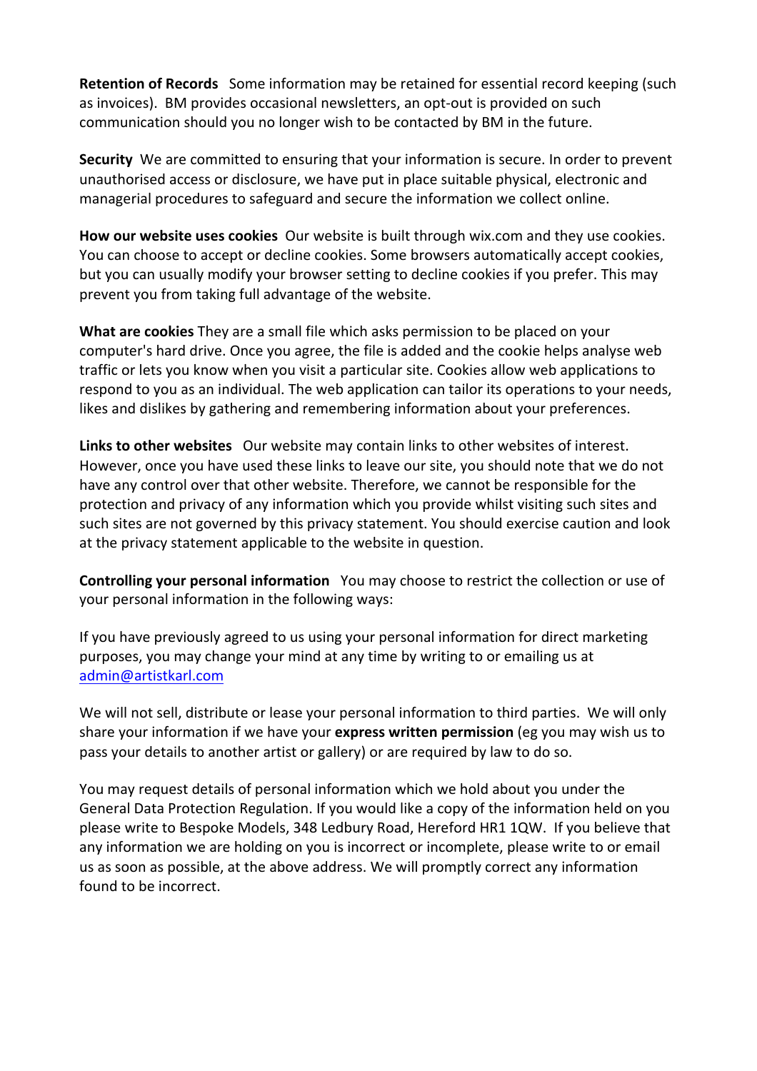**Retention of Records** Some information may be retained for essential record keeping (such as invoices). BM provides occasional newsletters, an opt-out is provided on such communication should you no longer wish to be contacted by BM in the future.

**Security** We are committed to ensuring that your information is secure. In order to prevent unauthorised access or disclosure, we have put in place suitable physical, electronic and managerial procedures to safeguard and secure the information we collect online.

**How our website uses cookies** Our website is built through wix.com and they use cookies. You can choose to accept or decline cookies. Some browsers automatically accept cookies, but you can usually modify your browser setting to decline cookies if you prefer. This may prevent you from taking full advantage of the website.

**What are cookies** They are a small file which asks permission to be placed on your computer's hard drive. Once you agree, the file is added and the cookie helps analyse web traffic or lets you know when you visit a particular site. Cookies allow web applications to respond to you as an individual. The web application can tailor its operations to your needs, likes and dislikes by gathering and remembering information about your preferences.

**Links to other websites** Our website may contain links to other websites of interest. However, once you have used these links to leave our site, you should note that we do not have any control over that other website. Therefore, we cannot be responsible for the protection and privacy of any information which you provide whilst visiting such sites and such sites are not governed by this privacy statement. You should exercise caution and look at the privacy statement applicable to the website in question.

**Controlling your personal information** You may choose to restrict the collection or use of your personal information in the following ways:

If you have previously agreed to us using your personal information for direct marketing purposes, you may change your mind at any time by writing to or emailing us at admin@artistkarl.com

We will not sell, distribute or lease your personal information to third parties. We will only share your information if we have your **express written permission** (eg you may wish us to pass your details to another artist or gallery) or are required by law to do so.

You may request details of personal information which we hold about you under the General Data Protection Regulation. If you would like a copy of the information held on you please write to Bespoke Models, 348 Ledbury Road, Hereford HR1 1QW. If you believe that any information we are holding on you is incorrect or incomplete, please write to or email us as soon as possible, at the above address. We will promptly correct any information found to be incorrect.